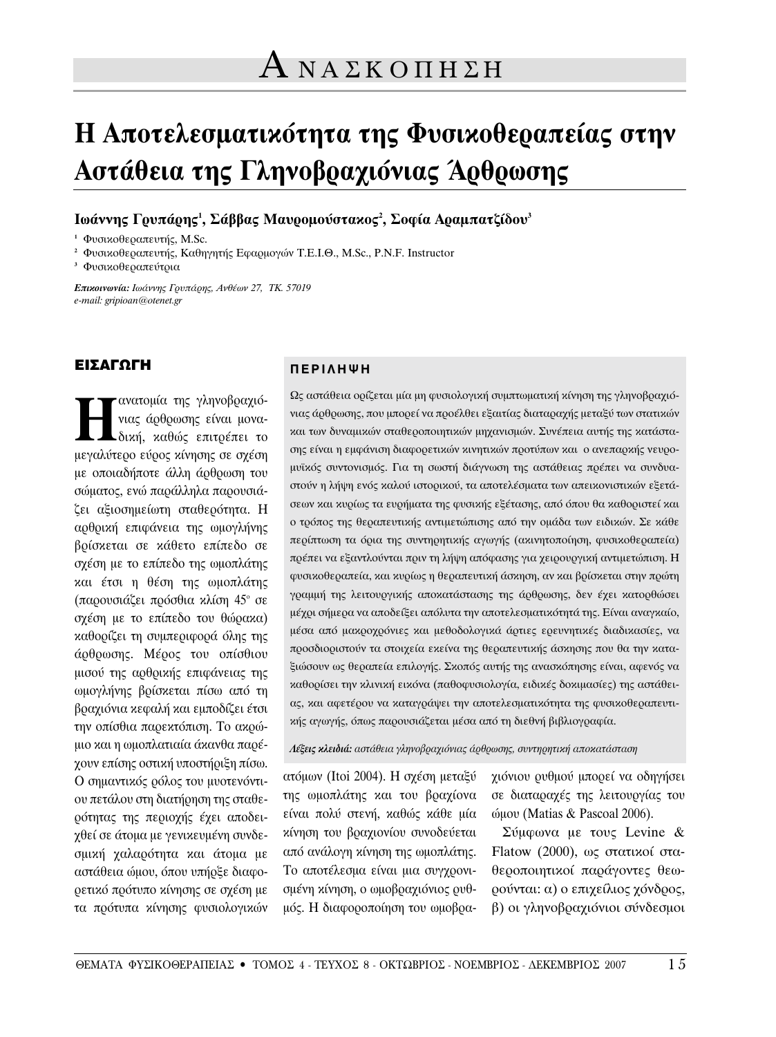# Ανασκοπηση

# Η Αποτελεσματικότητα της Φυσικοθεραπείας στην Αστάθεια της Γληνοβραχιόνιας Άρθρωσης

**Ιωάννης Γρυπάρης[1], Σάββας Μαυρομούστακος[2], Σοφία Αραμπατζίδου[3]**

[1] Φυσικοθεραπευτής, M.Sc.
[2] Φυσικοθεραπευτής, Καθηγητής Εφαρμογών Τ.Ε.Ι.Θ., M.Sc., P.N.F. Instructor
[3] Φυσικοθεραπεύτρια

***Επικοινωνία:*** *Ιωάννης Γρυπάρης, Ανθέων 27, ΤΚ. 57019*
*e-mail: gripioan@otenet.gr*

## ΠΕΡΙΛΗΨΗ

Ως αστάθεια ορίζεται μία μη φυσιολογική συμπτωματική κίνηση της γληνοβραχιόνιας άρθρωσης, που μπορεί να προέλθει εξαιτίας διαταραχής μεταξύ των στατικών και των δυναμικών σταθεροποιητικών μηχανισμών. Συνέπεια αυτής της κατάστασης είναι η εμφάνιση διαφορετικών κινητικών προτύπων και ο ανεπαρκής νευρομυϊκός συντονισμός. Για τη σωστή διάγνωση της αστάθειας πρέπει να συνδυαστούν η λήψη ενός καλού ιστορικού, τα αποτελέσματα των απεικονιστικών εξετάσεων και κυρίως τα ευρήματα της φυσικής εξέτασης, από όπου θα καθοριστεί και ο τρόπος της θεραπευτικής αντιμετώπισης από την ομάδα των ειδικών. Σε κάθε περίπτωση τα όρια της συντηρητικής αγωγής (ακινητοποίηση, φυσικοθεραπεία) πρέπει να εξαντλούνται πριν τη λήψη απόφασης για χειρουργική αντιμετώπιση. Η φυσικοθεραπεία, και κυρίως η θεραπευτική άσκηση, αν και βρίσκεται στην πρώτη γραμμή της λειτουργικής αποκατάστασης της άρθρωσης, δεν έχει κατορθώσει μέχρι σήμερα να αποδείξει απόλυτα την αποτελεσματικότητά της. Είναι αναγκαίο, μέσα από μακροχρόνιες και μεθοδολογικά άρτιες ερευνητικές διαδικασίες, να προσδιοριστούν τα στοιχεία εκείνα της θεραπευτικής άσκησης που θα την καταξιώσουν ως θεραπεία επιλογής. Σκοπός αυτής της ανασκόπησης είναι, αφενός να καθορίσει την κλινική εικόνα (παθοφυσιολογία, ειδικές δοκιμασίες) της αστάθειας, και αφετέρου να καταγράψει την αποτελεσματικότητα της φυσικοθεραπευτικής αγωγής, όπως παρουσιάζεται μέσα από τη διεθνή βιβλιογραφία.

***Λέξεις κλειδιά:*** *αστάθεια γληνοβραχιόνιας άρθρωσης, συντηρητική αποκατάσταση*

## ΕΙΣΑΓΩΓΗ

Η ανατομία της γληνοβραχιόνιας άρθρωσης είναι μοναδική, καθώς επιτρέπει το μεγαλύτερο εύρος κίνησης σε σχέση με οποιαδήποτε άλλη άρθρωση του σώματος, ενώ παράλληλα παρουσιάζει αξιοσημείωτη σταθερότητα. Η αρθρική επιφάνεια της ωμογλήνης βρίσκεται σε κάθετο επίπεδο σε σχέση με το επίπεδο της ωμοπλάτης και έτσι η θέση της ωμοπλάτης (παρουσιάζει πρόσθια κλίση 45$^{o}$ σε σχέση με το επίπεδο του θώρακα) καθορίζει τη συμπεριφορά όλης της άρθρωσης. Μέρος του οπίσθιου μισού της αρθρικής επιφάνειας της ωμογλήνης βρίσκεται πίσω από τη βραχιόνια κεφαλή και εμποδίζει έτσι την οπίσθια παρεκτόπιση. Το ακρώμιο και η ωμοπλατιαία άκανθα παρέχουν επίσης οστική υποστήριξη πίσω. Ο σημαντικός ρόλος του μυοτενόντιου πετάλου στη διατήρηση της σταθερότητας της περιοχής έχει αποδειχθεί σε άτομα με γενικευμένη συνδεσμική χαλαρότητα και άτομα με αστάθεια ώμου, όπου υπήρξε διαφορετικό πρότυπο κίνησης σε σχέση με τα πρότυπα κίνησης φυσιολογικών ατόμων (Itoi 2004). Η σχέση μεταξύ της ωμοπλάτης και του βραχίονα είναι πολύ στενή, καθώς κάθε μία κίνηση του βραχιονίου συνοδεύεται από ανάλογη κίνηση της ωμοπλάτης. Το αποτέλεσμα είναι μια συγχρονισμένη κίνηση, ο ωμοβραχιόνιος ρυθμός. Η διαφοροποίηση του ωμοβραχιόνιου ρυθμού μπορεί να οδηγήσει σε διαταραχές της λειτουργίας του ώμου (Matias & Pascoal 2006).

Σύμφωνα με τους Levine & Flatow (2000), ως στατικοί σταθεροποιητικοί παράγοντες θεωρούνται: α) ο επιχείλιος χόνδρος, β) οι γληνοβραχιόνιοι σύνδεσμοι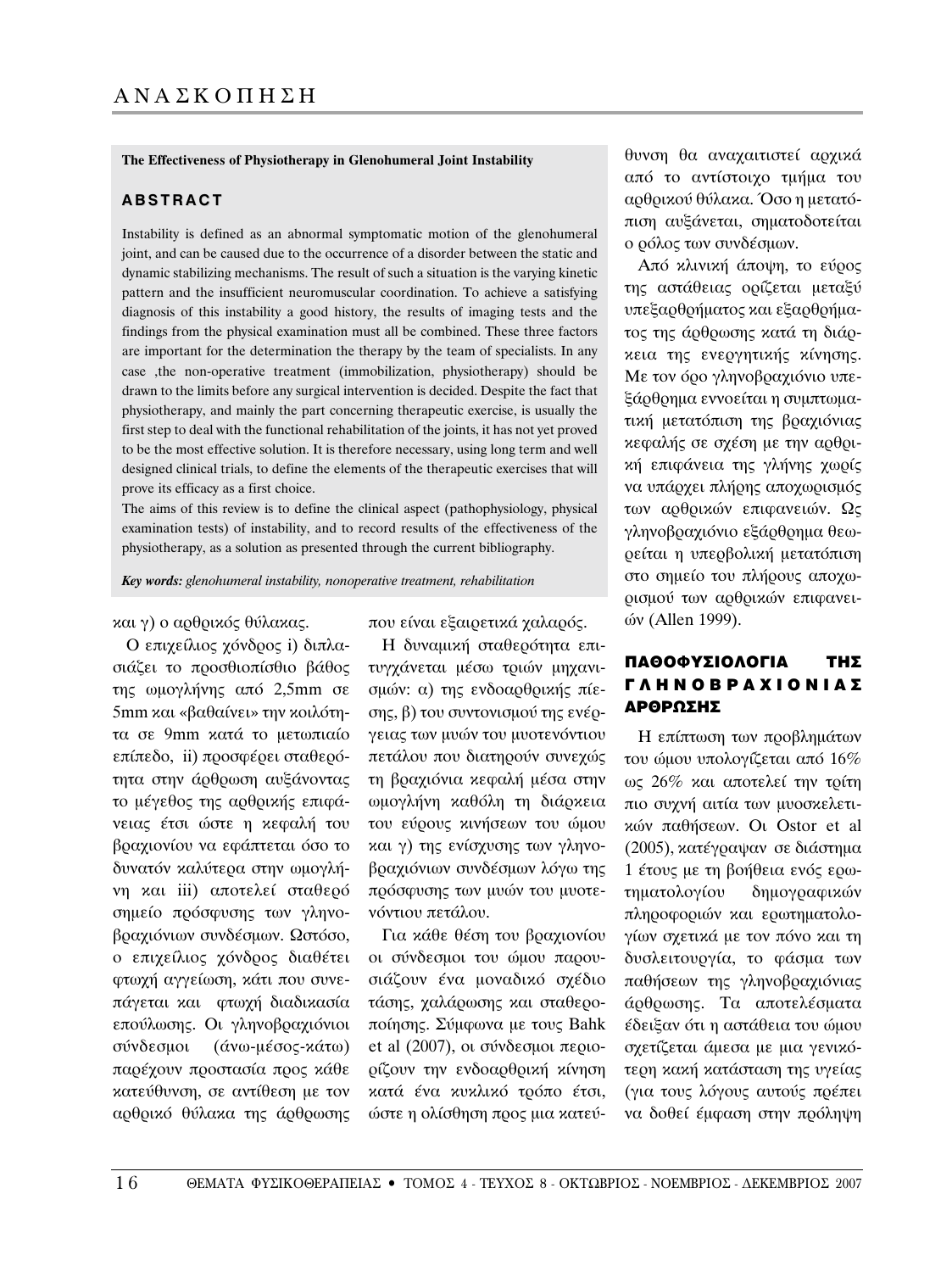**The Effectiveness of Physiotherapy in Glenohumeral Joint Instability**

## ABSTRACT

Instability is defined as an abnormal symptomatic motion of the glenohumeral joint, and can be caused due to the occurrence of a disorder between the static and dynamic stabilizing mechanisms. The result of such a situation is the varying kinetic pattern and the insufficient neuromuscular coordination. To achieve a satisfying diagnosis of this instability a good history, the results of imaging tests and the findings from the physical examination must all be combined. These three factors are important for the determination the therapy by the team of specialists. In any case ,the non-operative treatment (immobilization, physiotherapy) should be drawn to the limits before any surgical intervention is decided. Despite the fact that physiotherapy, and mainly the part concerning therapeutic exercise, is usually the first step to deal with the functional rehabilitation of the joints, it has not yet proved to be the most effective solution. It is therefore necessary, using long term and well designed clinical trials, to define the elements of the therapeutic exercises that will prove its efficacy as a first choice.

The aims of this review is to define the clinical aspect (pathophysiology, physical examination tests) of instability, and to record results of the effectiveness of the physiotherapy, as a solution as presented through the current bibliography.

***Key words:*** *glenohumeral instability, nonoperative treatment, rehabilitation*

και γ) ο αρθρικός θύλακας.

Ο επιχείλιος χόνδρος i) διπλασιάζει το προσθιοπίσθιο βάθος της ωμογλήνης από 2,5mm σε 5mm και «βαθαίνει» την κοιλότητα σε 9mm κατά το μετωπιαίο επίπεδο, ii) προσφέρει σταθερότητα στην άρθρωση αυξάνοντας το μέγεθος της αρθρικής επιφάνειας έτσι ώστε η κεφαλή του βραχιονίου να εφάπτεται όσο το δυνατόν καλύτερα στην ωμογλήνη και iii) αποτελεί σταθερό σημείο πρόσφυσης των γληνοβραχιόνιων συνδέσμων. Ωστόσο, ο επιχείλιος χόνδρος διαθέτει φτωχή αγγείωση, κάτι που συνεπάγεται και φτωχή διαδικασία επούλωσης. Οι γληνοβραχιόνιοι σύνδεσμοι (άνω-μέσος-κάτω) παρέχουν προστασία προς κάθε κατεύθυνση, σε αντίθεση με τον αρθρικό θύλακα της άρθρωσης που είναι εξαιρετικά χαλαρός.

Η δυναμική σταθερότητα επιτυγχάνεται μέσω τριών μηχανισμών: α) της ενδοαρθρικής πίεσης, β) του συντονισμού της ενέργειας των μυών του μυοτενόντιου πετάλου που διατηρούν συνεχώς τη βραχιόνια κεφαλή μέσα στην ωμογλήνη καθόλη τη διάρκεια του εύρους κινήσεων του ώμου και γ) της ενίσχυσης των γληνοβραχιόνιων συνδέσμων λόγω της πρόσφυσης των μυών του μυοτενόντιου πετάλου.

Για κάθε θέση του βραχιονίου οι σύνδεσμοι του ώμου παρουσιάζουν ένα μοναδικό σχέδιο τάσης, χαλάρωσης και σταθεροποίησης. Σύμφωνα με τους Bahk et al (2007), οι σύνδεσμοι περιορίζουν την ενδοαρθρική κίνηση κατά ένα κυκλικό τρόπο έτσι, ώστε η ολίσθηση προς μια κατεύθυνση θα αναχαιτιστεί αρχικά από το αντίστοιχο τμήμα του αρθρικού θύλακα. Όσο η μετατόπιση αυξάνεται, σηματοδοτείται ο ρόλος των συνδέσμων.

Από κλινική άποψη, το εύρος της αστάθειας ορίζεται μεταξύ υπεξαρθρήματος και εξαρθρήματος της άρθρωσης κατά τη διάρκεια της ενεργητικής κίνησης. Με τον όρο γληνοβραχιόνιο υπεξάρθρημα εννοείται η συμπτωματική μετατόπιση της βραχιόνιας κεφαλής σε σχέση με την αρθρική επιφάνεια της γλήνης χωρίς να υπάρχει πλήρης αποχωρισμός των αρθρικών επιφανειών. Ως γληνοβραχιόνιο εξάρθρημα θεωρείται η υπερβολική μετατόπιση στο σημείο του πλήρους αποχωρισμού των αρθρικών επιφανειών (Allen 1999).

## ΠΑΘΟΦΥΣΙΟΛΟΓΙΑ ΤΗΣ ΓΛΗΝΟΒΡΑΧΙΟΝΙΑΣ ΑΡΘΡΩΣΗΣ

Η επίπτωση των προβλημάτων του ώμου υπολογίζεται από 16% ως 26% και αποτελεί την τρίτη πιο συχνή αιτία των μυοσκελετικών παθήσεων. Οι Ostor et al (2005), κατέγραψαν σε διάστημα 1 έτους με τη βοήθεια ενός ερωτηματολογίου δημογραφικών πληροφοριών και ερωτηματολογίων σχετικά με τον πόνο και τη δυσλειτουργία, το φάσμα των παθήσεων της γληνοβραχιόνιας άρθρωσης. Τα αποτελέσματα έδειξαν ότι η αστάθεια του ώμου σχετίζεται άμεσα με μια γενικότερη κακή κατάσταση της υγείας (για τους λόγους αυτούς πρέπει να δοθεί έμφαση στην πρόληψη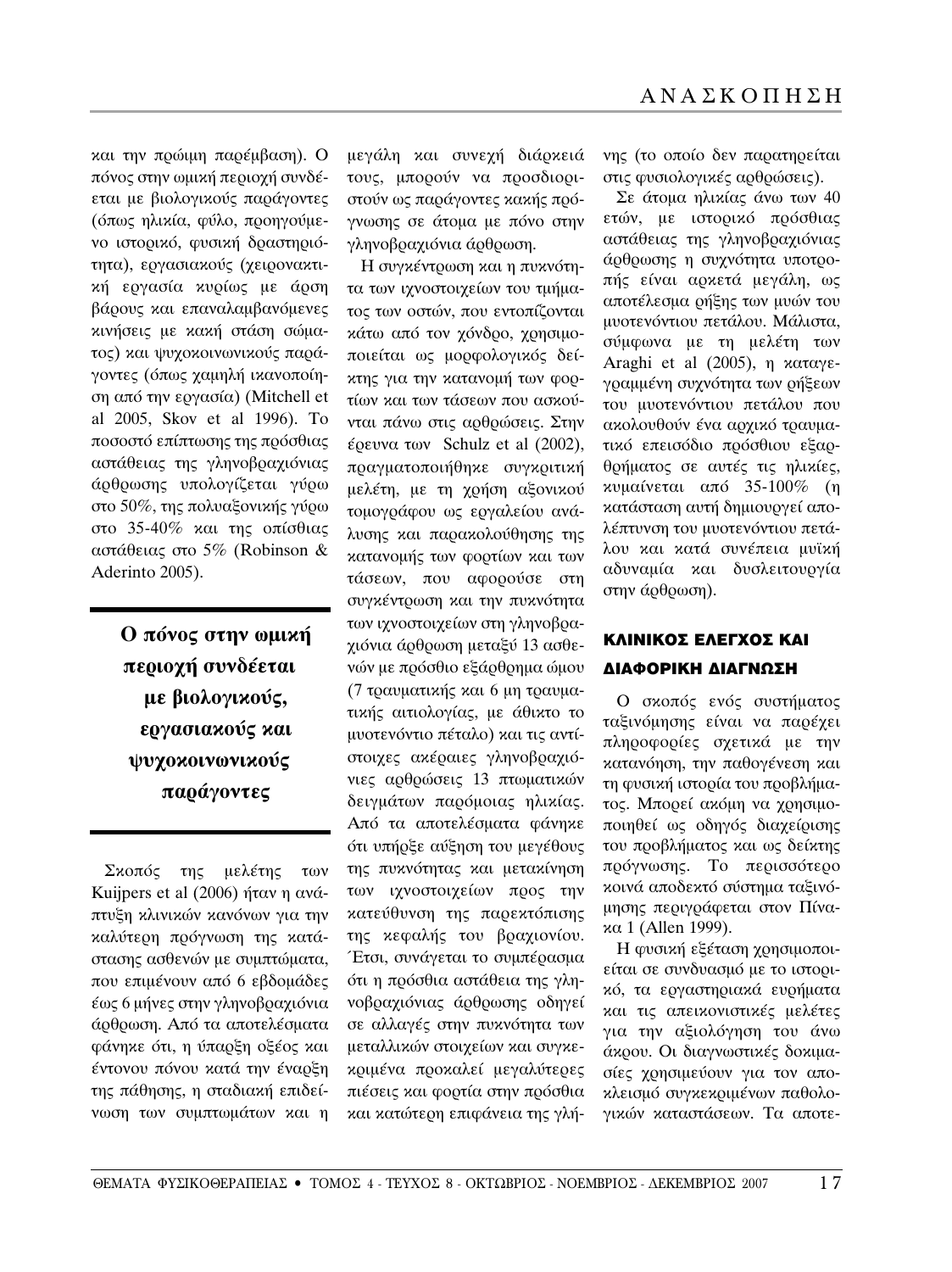και την πρώιμη παρέμβαση). Ο πόνος στην ωμική περιοχή συνδέεται με βιολογικούς παράγοντες (όπως ηλικία, φύλο, προηγούμενο ιστορικό, φυσική δραστηριότητα), εργασιακούς (χειρονακτική εργασία κυρίως με άρση βάρους και επαναλαμβανόμενες κινήσεις με κακή στάση σώματος) και ψυχοκοινωνικούς παράγοντες (όπως χαμηλή ικανοποίηση από την εργασία) (Mitchell et al 2005, Skov et al 1996). Το ποσοστό επίπτωσης της πρόσθιας αστάθειας της γληνοβραχιόνιας άρθρωσης υπολογίζεται γύρω στο 50%, της πολυαξονικής γύρω στο 35-40% και της οπίσθιας αστάθειας στο 5% (Robinson & Aderinto 2005).

**Ο πόνος στην ωμική περιοχή συνδέεται με βιολογικούς, εργασιακούς και ψυχοκοινωνικούς παράγοντες**

Σκοπός της μελέτης των Kuijpers et al (2006) ήταν η ανάπτυξη κλινικών κανόνων για την καλύτερη πρόγνωση της κατάστασης ασθενών με συμπτώματα, που επιμένουν από 6 εβδομάδες έως 6 μήνες στην γληνοβραχιόνια άρθρωση. Από τα αποτελέσματα φάνηκε ότι, η ύπαρξη οξέος και έντονου πόνου κατά την έναρξη της πάθησης, η σταδιακή επιδείνωση των συμπτωμάτων και η μεγάλη και συνεχή διάρκειά τους, μπορούν να προσδιοριστούν ως παράγοντες κακής πρόγνωσης σε άτομα με πόνο στην γληνοβραχιόνια άρθρωση.

Η συγκέντρωση και η πυκνότητα των ιχνοστοιχείων του τμήματος των οστών, που εντοπίζονται κάτω από τον χόνδρο, χρησιμοποιείται ως μορφολογικός δείκτης για την κατανομή των φορτίων και των τάσεων που ασκούνται πάνω στις αρθρώσεις. Στην έρευνα των Schulz et al (2002), πραγματοποιήθηκε συγκριτική μελέτη, με τη χρήση αξονικού τομογράφου ως εργαλείου ανάλυσης και παρακολούθησης της κατανομής των φορτίων και των τάσεων, που αφορούσε στη συγκέντρωση και την πυκνότητα των ιχνοστοιχείων στη γληνοβραχιόνια άρθρωση μεταξύ 13 ασθενών με πρόσθιο εξάρθρημα ώμου (7 τραυματικής και 6 μη τραυματικής αιτιολογίας, με άθικτο το μυοτενόντιο πέταλο) και τις αντίστοιχες ακέραιες γληνοβραχιόνιες αρθρώσεις 13 πτωματικών δειγμάτων παρόμοιας ηλικίας. Από τα αποτελέσματα φάνηκε ότι υπήρξε αύξηση του μεγέθους της πυκνότητας και μετακίνηση των ιχνοστοιχείων προς την κατεύθυνση της παρεκτόπισης της κεφαλής του βραχιονίου. Έτσι, συνάγεται το συμπέρασμα ότι η πρόσθια αστάθεια της γληνοβραχιόνιας άρθρωσης οδηγεί σε αλλαγές στην πυκνότητα των μεταλλικών στοιχείων και συγκεκριμένα προκαλεί μεγαλύτερες πιέσεις και φορτία στην πρόσθια και κατώτερη επιφάνεια της γλήνης (το οποίο δεν παρατηρείται στις φυσιολογικές αρθρώσεις).

Σε άτομα ηλικίας άνω των 40 ετών, με ιστορικό πρόσθιας αστάθειας της γληνοβραχιόνιας άρθρωσης η συχνότητα υποτροπής είναι αρκετά μεγάλη, ως αποτέλεσμα ρήξης των μυών του μυοτενόντιου πετάλου. Μάλιστα, σύμφωνα με τη μελέτη των Araghi et al (2005), η καταγεγραμμένη συχνότητα των ρήξεων του μυοτενόντιου πετάλου που ακολουθούν ένα αρχικό τραυματικό επεισόδιο πρόσθιου εξαρθρήματος σε αυτές τις ηλικίες, κυμαίνεται από 35-100% (η κατάσταση αυτή δημιουργεί απολέπτυνση του μυοτενόντιου πετάλου και κατά συνέπεια μυϊκή αδυναμία και δυσλειτουργία στην άρθρωση).

## ΚΛΙΝΙΚΟΣ ΕΛΕΓΧΟΣ ΚΑΙ ΔΙΑΦΟΡΙΚΗ ΔΙΑΓΝΩΣΗ

Ο σκοπός ενός συστήματος ταξινόμησης είναι να παρέχει πληροφορίες σχετικά με την κατανόηση, την παθογένεση και τη φυσική ιστορία του προβλήματος. Μπορεί ακόμη να χρησιμοποιηθεί ως οδηγός διαχείρισης του προβλήματος και ως δείκτης πρόγνωσης. Το περισσότερο κοινά αποδεκτό σύστημα ταξινόμησης περιγράφεται στον Πίνακα 1 (Allen 1999).

Η φυσική εξέταση χρησιμοποιείται σε συνδυασμό με το ιστορικό, τα εργαστηριακά ευρήματα και τις απεικονιστικές μελέτες για την αξιολόγηση του άνω άκρου. Οι διαγνωστικές δοκιμασίες χρησιμεύουν για τον αποκλεισμό συγκεκριμένων παθολογικών καταστάσεων. Τα αποτε-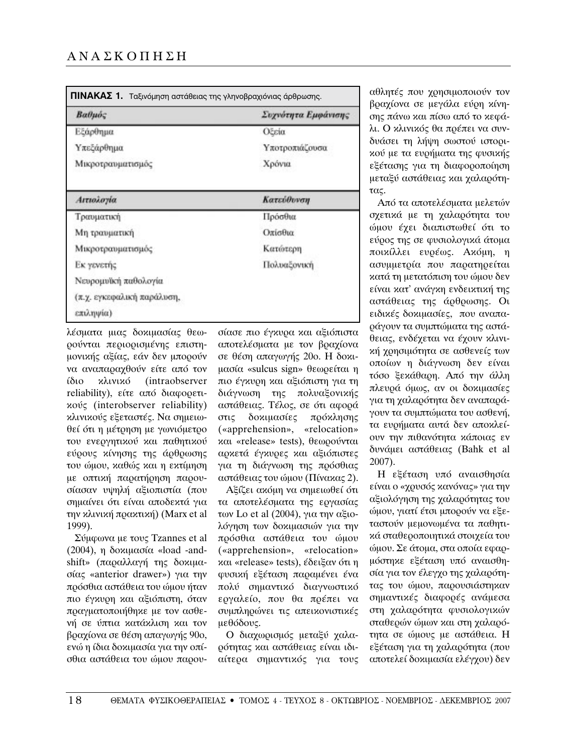**ΠΙΝΑΚΑΣ 1.** Ταξινόμηση αστάθειας της γληνοβραχιόνιας άρθρωσης.

| *Βαθμός* | *Συχνότητα Εμφάνισης* |
|---|---|
| Εξάρθημα | Οξεία |
| Υπεξάρθημα | Υποτροπιάζουσα |
| Μικροτραυματισμός | Χρόνια |
| *Αιτιολογία* | *Κατεύθυνση* |
| Τραυματική | Πρόσθια |
| Μη τραυματική | Οπίσθια |
| Μικροτραυματισμός | Κατώτερη |
| Εκ γενετής | Πολυαξονική |
| Νευρομυϊκή παθολογία (π.χ. εγκεφαλική παράλυση, επιληψία) | |

λέσματα μιας δοκιμασίας θεωρούνται περιορισμένης επιστημονικής αξίας, εάν δεν μπορούν να αναπαραχθούν είτε από τον ίδιο κλινικό (intraobserver reliability), είτε από διαφορετικούς (interobserver reliability) κλινικούς εξεταστές. Να σημειωθεί ότι η μέτρηση με γωνιόμετρο του ενεργητικού και παθητικού εύρους κίνησης της άρθρωσης του ώμου, καθώς και η εκτίμηση με οπτική παρατήρηση παρουσίασαν υψηλή αξιοπιστία (που σημαίνει ότι είναι αποδεκτά για την κλινική πρακτική) (Marx et al 1999).

Σύμφωνα με τους Tzannes et al (2004), η δοκιμασία «load -and-shift» (παραλλαγή της δοκιμασίας «anterior drawer») για την πρόσθια αστάθεια του ώμου ήταν πιο έγκυρη και αξιόπιστη, όταν πραγματοποιήθηκε με τον ασθενή σε ύπτια κατάκλιση και τον βραχίονα σε θέση απαγωγής 90ο, ενώ η ίδια δοκιμασία για την οπίσθια αστάθεια του ώμου παρουσίασε πιο έγκυρα και αξιόπιστα αποτελέσματα με τον βραχίονα σε θέση απαγωγής 20ο. Η δοκιμασία «sulcus sign» θεωρείται η πιο έγκυρη και αξιόπιστη για τη διάγνωση της πολυαξονικής αστάθειας. Τέλος, σε ότι αφορά στις δοκιμασίες πρόκλησης («apprehension», «relocation» και «release» tests), θεωρούνται αρκετά έγκυρες και αξιόπιστες για τη διάγνωση της πρόσθιας αστάθειας του ώμου (Πίνακας 2).

Αξίζει ακόμη να σημειωθεί ότι τα αποτελέσματα της εργασίας των Lo et al (2004), για την αξιολόγηση των δοκιμασιών για την πρόσθια αστάθεια του ώμου («apprehension», «relocation» και «release» tests), έδειξαν ότι η φυσική εξέταση παραμένει ένα πολύ σημαντικό διαγνωστικό εργαλείο, που θα πρέπει να συμπληρώνει τις απεικονιστικές μεθόδους.

Ο διαχωρισμός μεταξύ χαλαρότητας και αστάθειας είναι ιδιαίτερα σημαντικός για τους αθλητές που χρησιμοποιούν τον βραχίονα σε μεγάλα εύρη κίνησης πάνω και πίσω από το κεφάλι. Ο κλινικός θα πρέπει να συνδυάσει τη λήψη σωστού ιστορικού με τα ευρήματα της φυσικής εξέτασης για τη διαφοροποίηση μεταξύ αστάθειας και χαλαρότητας.

Από τα αποτελέσματα μελετών σχετικά με τη χαλαρότητα του ώμου έχει διαπιστωθεί ότι το εύρος της σε φυσιολογικά άτομα ποικίλλει ευρέως. Ακόμη, η ασυμμετρία που παρατηρείται κατά τη μετατόπιση του ώμου δεν είναι κατ' ανάγκη ενδεικτική της αστάθειας της άρθρωσης. Οι ειδικές δοκιμασίες, που αναπαράγουν τα συμπτώματα της αστάθειας, ενδέχεται να έχουν κλινική χρησιμότητα σε ασθενείς των οποίων η διάγνωση δεν είναι τόσο ξεκάθαρη. Από την άλλη πλευρά όμως, αν οι δοκιμασίες για τη χαλαρότητα δεν αναπαράγουν τα συμπτώματα του ασθενή, τα ευρήματα αυτά δεν αποκλείουν την πιθανότητα κάποιας εν δυνάμει αστάθειας (Bahk et al 2007).

Η εξέταση υπό αναισθησία είναι ο «χρυσός κανόνας» για την αξιολόγηση της χαλαρότητας του ώμου, γιατί έτσι μπορούν να εξεταστούν μεμονωμένα τα παθητικά σταθεροποιητικά στοιχεία του ώμου. Σε άτομα, στα οποία εφαρμόστηκε εξέταση υπό αναισθησία για τον έλεγχο της χαλαρότητας του ώμου, παρουσιάστηκαν σημαντικές διαφορές ανάμεσα στη χαλαρότητα φυσιολογικών σταθερών ώμων και στη χαλαρότητα σε ώμους με αστάθεια. Η εξέταση για τη χαλαρότητα (που αποτελεί δοκιμασία ελέγχου) δεν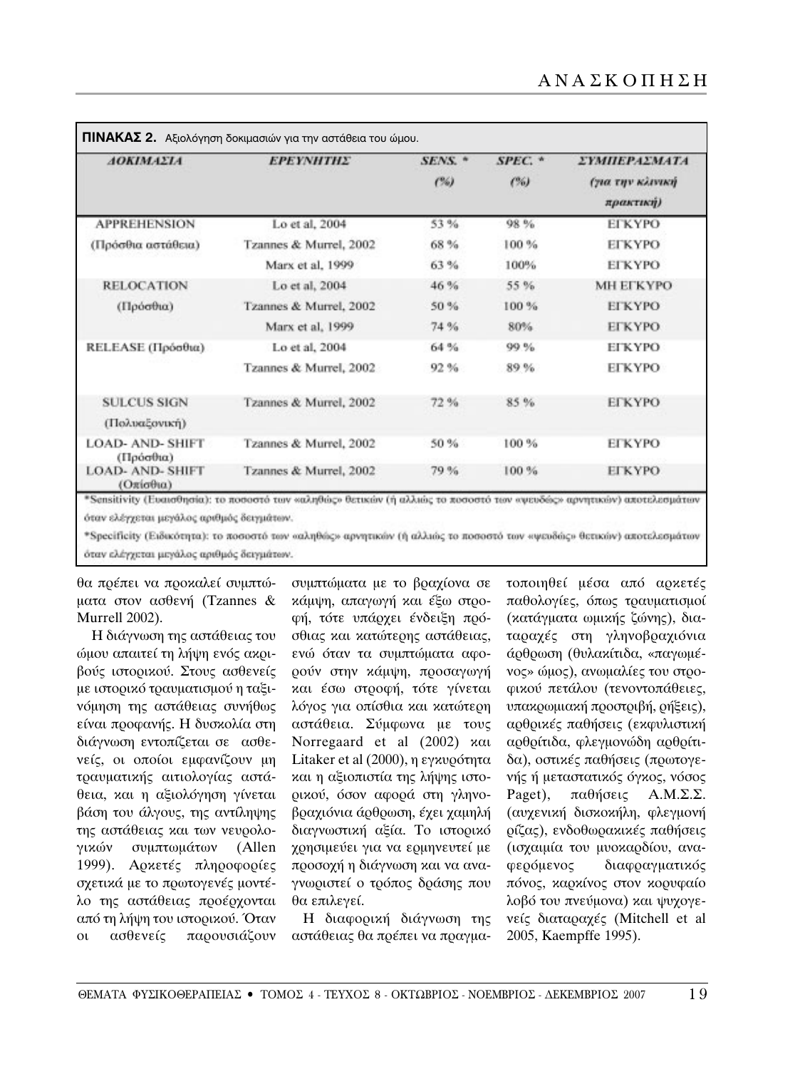**ΠΙΝΑΚΑΣ 2.** Αξιολόγηση δοκιμασιών για την αστάθεια του ώμου.

| *ΔΟΚΙΜΑΣΙΑ* | *ΕΡΕΥΝΗΤΗΣ* | *SENS. \** (%) | *SPEC. \** (%) | *ΣΥΜΠΕΡΑΣΜΑΤΑ* (για την κλινική πρακτική) |
|---|---|---|---|---|
| APPREHENSION (Πρόσθια αστάθεια) | Lo et al, 2004 | 53 % | 98 % | ΕΓΚΥΡΟ |
| | Tzannes & Murrel, 2002 | 68 % | 100 % | ΕΓΚΥΡΟ |
| | Marx et al, 1999 | 63 % | 100% | ΕΓΚΥΡΟ |
| RELOCATION (Πρόσθια) | Lo et al, 2004 | 46 % | 55 % | ΜΗ ΕΓΚΥΡΟ |
| | Tzannes & Murrel, 2002 | 50 % | 100 % | ΕΓΚΥΡΟ |
| | Marx et al, 1999 | 74 % | 80% | ΕΓΚΥΡΟ |
| RELEASE (Πρόσθια) | Lo et al, 2004 | 64 % | 99 % | ΕΓΚΥΡΟ |
| | Tzannes & Murrel, 2002 | 92 % | 89 % | ΕΓΚΥΡΟ |
| SULCUS SIGN (Πολυαξονική) | Tzannes & Murrel, 2002 | 72 % | 85 % | ΕΓΚΥΡΟ |
| LOAD- AND- SHIFT (Πρόσθια) | Tzannes & Murrel, 2002 | 50 % | 100 % | ΕΓΚΥΡΟ |
| LOAD- AND- SHIFT (Οπίσθια) | Tzannes & Murrel, 2002 | 79 % | 100 % | ΕΓΚΥΡΟ |

\*Sensitivity (Ευαισθησία): το ποσοστό των «αληθώς» θετικών (ή αλλιώς το ποσοστό των «ψευδώς» αρνητικών) αποτελεσμάτων όταν ελέγχεται μεγάλος αριθμός δειγμάτων.

\*Specificity (Ειδικότητα): το ποσοστό των «αληθώς» αρνητικών (ή αλλιώς το ποσοστό των «ψευδώς» θετικών) αποτελεσμάτων όταν ελέγχεται μεγάλος αριθμός δειγμάτων.

θα πρέπει να προκαλεί συμπτώματα στον ασθενή (Tzannes & Murrell 2002).

Η διάγνωση της αστάθειας του ώμου απαιτεί τη λήψη ενός ακριβούς ιστορικού. Στους ασθενείς με ιστορικό τραυματισμού η ταξινόμηση της αστάθειας συνήθως είναι προφανής. Η δυσκολία στη διάγνωση εντοπίζεται σε ασθενείς, οι οποίοι εμφανίζουν μη τραυματικής αιτιολογίας αστάθεια, και η αξιολόγηση γίνεται βάση του άλγους, της αντίληψης της αστάθειας και των νευρολογικών συμπτωμάτων (Allen 1999). Αρκετές πληροφορίες σχετικά με το πρωτογενές μοντέλο της αστάθειας προέρχονται από τη λήψη του ιστορικού. Όταν οι ασθενείς παρουσιάζουν συμπτώματα με το βραχίονα σε κάμψη, απαγωγή και έξω στροφή, τότε υπάρχει ένδειξη πρόσθιας και κατώτερης αστάθειας, ενώ όταν τα συμπτώματα αφορούν στην κάμψη, προσαγωγή και έσω στροφή, τότε γίνεται λόγος για οπίσθια και κατώτερη αστάθεια. Σύμφωνα με τους Norregaard et al (2002) και Litaker et al (2000), η εγκυρότητα και η αξιοπιστία της λήψης ιστορικού, όσον αφορά στη γληνοβραχιόνια άρθρωση, έχει χαμηλή διαγνωστική αξία. Το ιστορικό χρησιμεύει για να ερμηνευτεί με προσοχή η διάγνωση και να αναγνωριστεί ο τρόπος δράσης που θα επιλεγεί.

Η διαφορική διάγνωση της αστάθειας θα πρέπει να πραγματοποιηθεί μέσα από αρκετές παθολογίες, όπως τραυματισμοί (κατάγματα ωμικής ζώνης), διαταραχές στη γληνοβραχιόνια άρθρωση (θυλακίτιδα, «παγωμένος» ώμος), ανωμαλίες του στροφικού πετάλου (τενοντοπάθειες, υπακρωμιακή προστριβή, ρήξεις), αρθρικές παθήσεις (εκφυλιστική αρθρίτιδα, φλεγμονώδη αρθρίτιδα), οστικές παθήσεις (πρωτογενής ή μεταστατικός όγκος, νόσος Paget), παθήσεις Α.Μ.Σ.Σ. (αυχενική δισκοκήλη, φλεγμονή ρίζας), ενδοθωρακικές παθήσεις (ισχαιμία του μυοκαρδίου, αναφερόμενος διαφραγματικός πόνος, καρκίνος στον κορυφαίο λοβό του πνεύμονα) και ψυχογενείς διαταραχές (Mitchell et al 2005, Kaempffe 1995).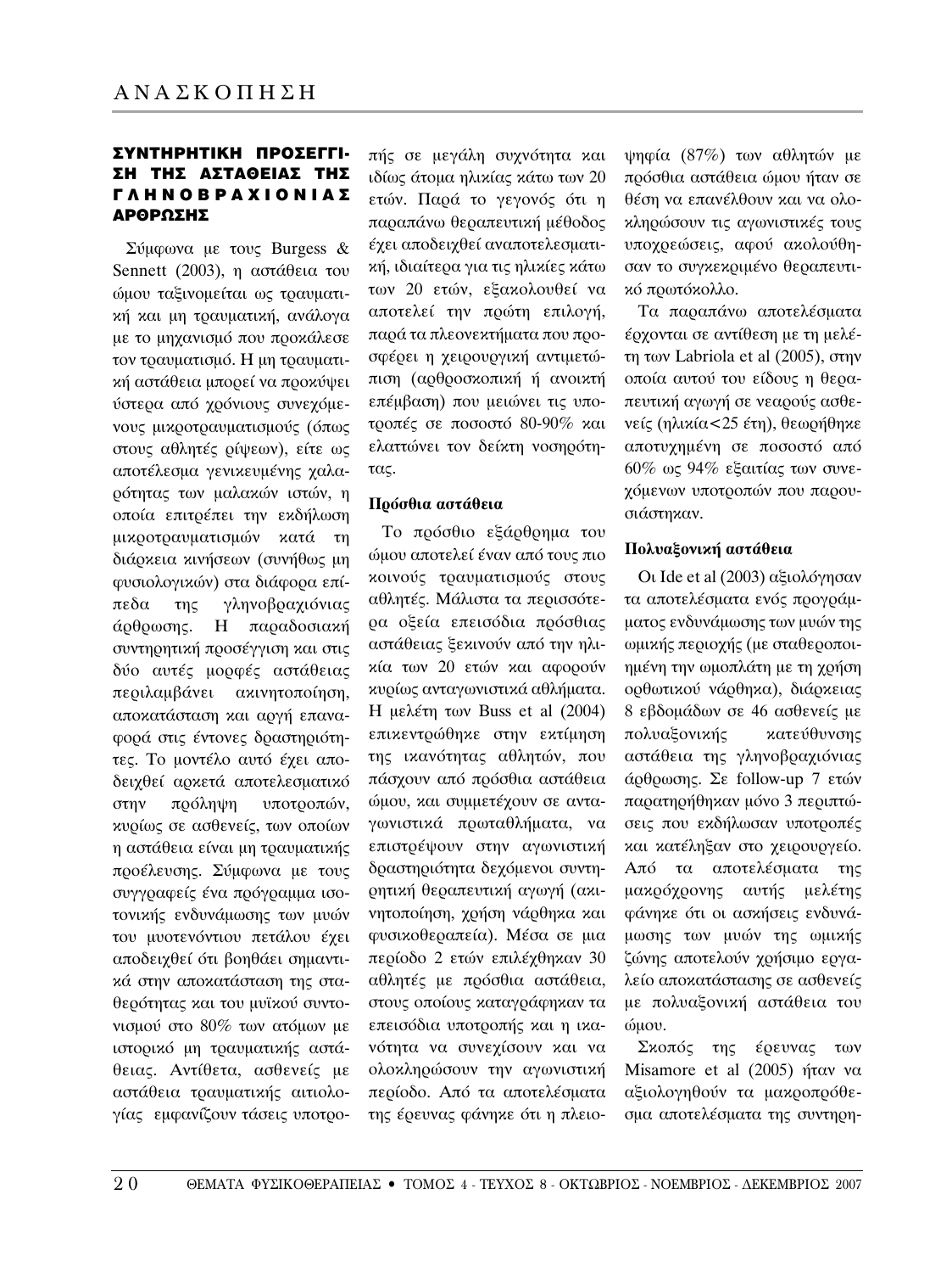## ΣΥΝΤΗΡΗΤΙΚΗ ΠΡΟΣΕΓΓΙΣΗ ΤΗΣ ΑΣΤΑΘΕΙΑΣ ΤΗΣ ΓΛΗΝΟΒΡΑΧΙΟΝΙΑΣ ΑΡΘΡΩΣΗΣ

Σύμφωνα με τους Burgess & Sennett (2003), η αστάθεια του ώμου ταξινομείται ως τραυματική και μη τραυματική, ανάλογα με το μηχανισμό που προκάλεσε τον τραυματισμό. Η μη τραυματική αστάθεια μπορεί να προκύψει ύστερα από χρόνιους συνεχόμενους μικροτραυματισμούς (όπως στους αθλητές ρίψεων), είτε ως αποτέλεσμα γενικευμένης χαλαρότητας των μαλακών ιστών, η οποία επιτρέπει την εκδήλωση μικροτραυματισμών κατά τη διάρκεια κινήσεων (συνήθως μη φυσιολογικών) στα διάφορα επίπεδα της γληνοβραχιόνιας άρθρωσης. Η παραδοσιακή συντηρητική προσέγγιση και στις δύο αυτές μορφές αστάθειας περιλαμβάνει ακινητοποίηση, αποκατάσταση και αργή επαναφορά στις έντονες δραστηριότητες. Το μοντέλο αυτό έχει αποδειχθεί αρκετά αποτελεσματικό στην πρόληψη υποτροπών, κυρίως σε ασθενείς, των οποίων η αστάθεια είναι μη τραυματικής προέλευσης. Σύμφωνα με τους συγγραφείς ένα πρόγραμμα ισοτονικής ενδυνάμωσης των μυών του μυοτενόντιου πετάλου έχει αποδειχθεί ότι βοηθάει σημαντικά στην αποκατάσταση της σταθερότητας και του μυϊκού συντονισμού στο 80% των ατόμων με ιστορικό μη τραυματικής αστάθειας. Αντίθετα, ασθενείς με αστάθεια τραυματικής αιτιολογίας εμφανίζουν τάσεις υποτροπής σε μεγάλη συχνότητα και ιδίως άτομα ηλικίας κάτω των 20 ετών. Παρά το γεγονός ότι η παραπάνω θεραπευτική μέθοδος έχει αποδειχθεί αναποτελεσματική, ιδιαίτερα για τις ηλικίες κάτω των 20 ετών, εξακολουθεί να αποτελεί την πρώτη επιλογή, παρά τα πλεονεκτήματα που προσφέρει η χειρουργική αντιμετώπιση (αρθροσκοπική ή ανοικτή επέμβαση) που μειώνει τις υποτροπές σε ποσοστό 80-90% και ελαττώνει τον δείκτη νοσηρότητας.

### Πρόσθια αστάθεια

Το πρόσθιο εξάρθρημα του ώμου αποτελεί έναν από τους πιο κοινούς τραυματισμούς στους αθλητές. Μάλιστα τα περισσότερα οξεία επεισόδια πρόσθιας αστάθειας ξεκινούν από την ηλικία των 20 ετών και αφορούν κυρίως ανταγωνιστικά αθλήματα. Η μελέτη των Buss et al (2004) επικεντρώθηκε στην εκτίμηση της ικανότητας αθλητών, που πάσχουν από πρόσθια αστάθεια ώμου, και συμμετέχουν σε ανταγωνιστικά πρωταθλήματα, να επιστρέψουν στην αγωνιστική δραστηριότητα δεχόμενοι συντηρητική θεραπευτική αγωγή (ακινητοποίηση, χρήση νάρθηκα και φυσικοθεραπεία). Μέσα σε μια περίοδο 2 ετών επιλέχθηκαν 30 αθλητές με πρόσθια αστάθεια, στους οποίους καταγράφηκαν τα επεισόδια υποτροπής και η ικανότητα να συνεχίσουν και να ολοκληρώσουν την αγωνιστική περίοδο. Από τα αποτελέσματα της έρευνας φάνηκε ότι η πλειοψηφία (87%) των αθλητών με πρόσθια αστάθεια ώμου ήταν σε θέση να επανέλθουν και να ολοκληρώσουν τις αγωνιστικές τους υποχρεώσεις, αφού ακολούθησαν το συγκεκριμένο θεραπευτικό πρωτόκολλο.

Τα παραπάνω αποτελέσματα έρχονται σε αντίθεση με τη μελέτη των Labriola et al (2005), στην οποία αυτού του είδους η θεραπευτική αγωγή σε νεαρούς ασθενείς (ηλικία<25 έτη), θεωρήθηκε αποτυχημένη σε ποσοστό από 60% ως 94% εξαιτίας των συνεχόμενων υποτροπών που παρουσιάστηκαν.

### Πολυαξονική αστάθεια

Οι Ide et al (2003) αξιολόγησαν τα αποτελέσματα ενός προγράμματος ενδυνάμωσης των μυών της ωμικής περιοχής (με σταθεροποιημένη την ωμοπλάτη με τη χρήση ορθωτικού νάρθηκα), διάρκειας 8 εβδομάδων σε 46 ασθενείς με πολυαξονικής κατεύθυνσης αστάθεια της γληνοβραχιόνιας άρθρωσης. Σε follow-up 7 ετών παρατηρήθηκαν μόνο 3 περιπτώσεις που εκδήλωσαν υποτροπές και κατέληξαν στο χειρουργείο. Από τα αποτελέσματα της μακρόχρονης αυτής μελέτης φάνηκε ότι οι ασκήσεις ενδυνάμωσης των μυών της ωμικής ζώνης αποτελούν χρήσιμο εργαλείο αποκατάστασης σε ασθενείς με πολυαξονική αστάθεια του ώμου.

Σκοπός της έρευνας των Misamore et al (2005) ήταν να αξιολογηθούν τα μακροπρόθεσμα αποτελέσματα της συντηρη-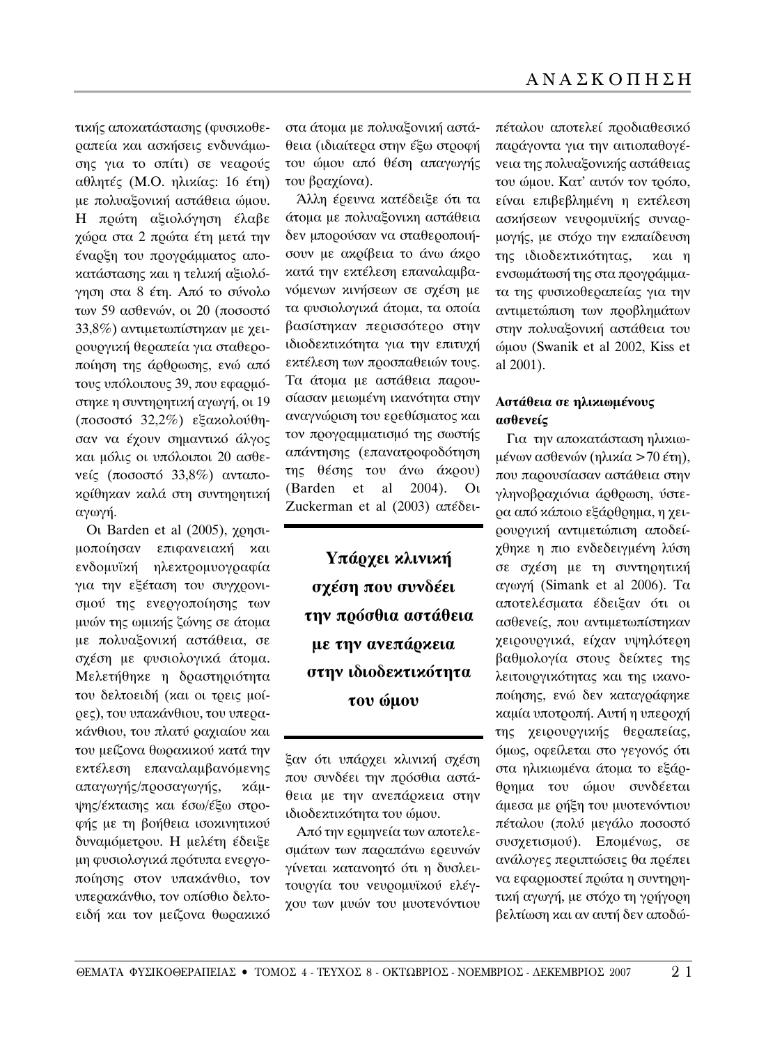τικής αποκατάστασης (φυσικοθεραπεία και ασκήσεις ενδυνάμωσης για το σπίτι) σε νεαρούς αθλητές (Μ.Ο. ηλικίας: 16 έτη) με πολυαξονική αστάθεια ώμου. Η πρώτη αξιολόγηση έλαβε χώρα στα 2 πρώτα έτη μετά την έναρξη του προγράμματος αποκατάστασης και η τελική αξιολόγηση στα 8 έτη. Από το σύνολο των 59 ασθενών, οι 20 (ποσοστό 33,8%) αντιμετωπίστηκαν με χειρουργική θεραπεία για σταθεροποίηση της άρθρωσης, ενώ από τους υπόλοιπους 39, που εφαρμόστηκε η συντηρητική αγωγή, οι 19 (ποσοστό 32,2%) εξακολούθησαν να έχουν σημαντικό άλγος και μόλις οι υπόλοιποι 20 ασθενείς (ποσοστό 33,8%) ανταποκρίθηκαν καλά στη συντηρητική αγωγή.

Οι Barden et al (2005), χρησιμοποίησαν επιφανειακή και ενδομυϊκή ηλεκτρομυογραφία για την εξέταση του συγχρονισμού της ενεργοποίησης των μυών της ωμικής ζώνης σε άτομα με πολυαξονική αστάθεια, σε σχέση με φυσιολογικά άτομα. Μελετήθηκε η δραστηριότητα του δελτοειδή (και οι τρεις μοίρες), του υπακάνθιου, του υπερακάνθιου, του πλατύ ραχιαίου και του μείζονα θωρακικού κατά την εκτέλεση επαναλαμβανόμενης απαγωγής/προσαγωγής, κάμψης/έκτασης και έσω/έξω στροφής με τη βοήθεια ισοκινητικού δυναμόμετρου. Η μελέτη έδειξε μη φυσιολογικά πρότυπα ενεργοποίησης στον υπακάνθιο, τον υπερακάνθιο, τον οπίσθιο δελτοειδή και τον μείζονα θωρακικό στα άτομα με πολυαξονική αστάθεια (ιδιαίτερα στην έξω στροφή του ώμου από θέση απαγωγής του βραχίονα).

Άλλη έρευνα κατέδειξε ότι τα άτομα με πολυαξονικη αστάθεια δεν μπορούσαν να σταθεροποιήσουν με ακρίβεια το άνω άκρο κατά την εκτέλεση επαναλαμβανόμενων κινήσεων σε σχέση με τα φυσιολογικά άτομα, τα οποία βασίστηκαν περισσότερο στην ιδιοδεκτικότητα για την επιτυχή εκτέλεση των προσπαθειών τους. Τα άτομα με αστάθεια παρουσίασαν μειωμένη ικανότητα στην αναγνώριση του ερεθίσματος και τον προγραμματισμό της σωστής απάντησης (επανατροφοδότηση της θέσης του άνω άκρου) (Barden et al 2004). Οι Zuckerman et al (2003) απέδειξαν ότι υπάρχει κλινική σχέση που συνδέει την πρόσθια αστάθεια με την ανεπάρκεια στην ιδιοδεκτικότητα του ώμου.

**Υπάρχει κλινική σχέση που συνδέει την πρόσθια αστάθεια με την ανεπάρκεια στην ιδιοδεκτικότητα του ώμου**

Από την ερμηνεία των αποτελεσμάτων των παραπάνω ερευνών γίνεται κατανοητό ότι η δυσλειτουργία του νευρομυϊκού ελέγχου των μυών του μυοτενόντιου πέταλου αποτελεί προδιαθεσικό παράγοντα για την αιτιοπαθογένεια της πολυαξονικής αστάθειας του ώμου. Κατ' αυτόν τον τρόπο, είναι επιβεβλημένη η εκτέλεση ασκήσεων νευρομυϊκής συναρμογής, με στόχο την εκπαίδευση της ιδιοδεκτικότητας, και η ενσωμάτωσή της στα προγράμματα της φυσικοθεραπείας για την αντιμετώπιση των προβλημάτων στην πολυαξονική αστάθεια του ώμου (Swanik et al 2002, Kiss et al 2001).

### Αστάθεια σε ηλικιωμένους ασθενείς

Για την αποκατάσταση ηλικιωμένων ασθενών (ηλικία >70 έτη), που παρουσίασαν αστάθεια στην γληνοβραχιόνια άρθρωση, ύστερα από κάποιο εξάρθρημα, η χειρουργική αντιμετώπιση αποδείχθηκε η πιο ενδεδειγμένη λύση σε σχέση με τη συντηρητική αγωγή (Simank et al 2006). Τα αποτελέσματα έδειξαν ότι οι ασθενείς, που αντιμετωπίστηκαν χειρουργικά, είχαν υψηλότερη βαθμολογία στους δείκτες της λειτουργικότητας και της ικανοποίησης, ενώ δεν καταγράφηκε καμία υποτροπή. Αυτή η υπεροχή της χειρουργικής θεραπείας, όμως, οφείλεται στο γεγονός ότι στα ηλικιωμένα άτομα το εξάρθρημα του ώμου συνδέεται άμεσα με ρήξη του μυοτενόντιου πέταλου (πολύ μεγάλο ποσοστό συσχετισμού). Επομένως, σε ανάλογες περιπτώσεις θα πρέπει να εφαρμοστεί πρώτα η συντηρητική αγωγή, με στόχο τη γρήγορη βελτίωση και αν αυτή δεν αποδώ-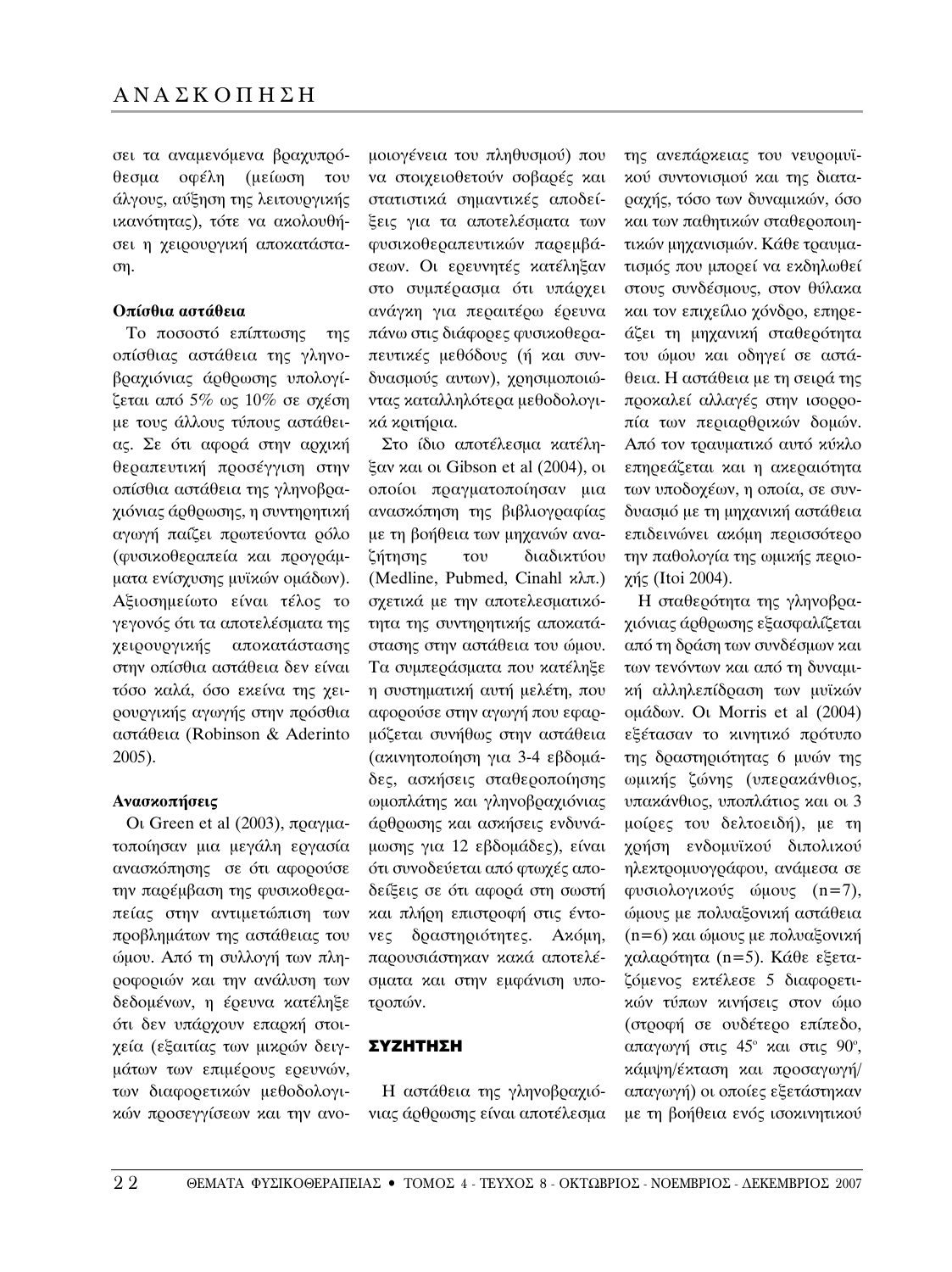σει τα αναμενόμενα βραχυπρόθεσμα οφέλη (μείωση του άλγους, αύξηση της λειτουργικής ικανότητας), τότε να ακολουθήσει η χειρουργική αποκατάσταση.

**Οπίσθια αστάθεια**

Το ποσοστό επίπτωσης της οπίσθιας αστάθεια της γληνοβραχιόνιας άρθρωσης υπολογίζεται από 5% ως 10% σε σχέση με τους άλλους τύπους αστάθειας. Σε ότι αφορά στην αρχική θεραπευτική προσέγγιση στην οπίσθια αστάθεια της γληνοβραχιόνιας άρθρωσης, η συντηρητική αγωγή παίζει πρωτεύοντα ρόλο (φυσικοθεραπεία και προγράμματα ενίσχυσης μυϊκών ομάδων). Αξιοσημείωτο είναι τέλος το γεγονός ότι τα αποτελέσματα της χειρουργικής αποκατάστασης στην οπίσθια αστάθεια δεν είναι τόσο καλά, όσο εκείνα της χειρουργικής αγωγής στην πρόσθια αστάθεια (Robinson & Aderinto 2005).

**Ανασκοπήσεις**

Οι Green et al (2003), πραγματοποίησαν μια μεγάλη εργασία ανασκόπησης σε ότι αφορούσε την παρέμβαση της φυσικοθεραπείας στην αντιμετώπιση των προβλημάτων της αστάθειας του ώμου. Από τη συλλογή των πληροφοριών και την ανάλυση των δεδομένων, η έρευνα κατέληξε ότι δεν υπάρχουν επαρκή στοιχεία (εξαιτίας των μικρών δειγμάτων των επιμέρους ερευνών, των διαφορετικών μεθοδολογικών προσεγγίσεων και την ανομοιογένεια του πληθυσμού) που να στοιχειοθετούν σοβαρές και στατιστικά σημαντικές αποδείξεις για τα αποτελέσματα των φυσικοθεραπευτικών παρεμβάσεων. Οι ερευνητές κατέληξαν στο συμπέρασμα ότι υπάρχει ανάγκη για περαιτέρω έρευνα πάνω στις διάφορες φυσικοθεραπευτικές μεθόδους (ή και συνδυασμούς αυτων), χρησιμοποιώντας καταλληλότερα μεθοδολογικά κριτήρια.

Στο ίδιο αποτέλεσμα κατέληξαν και οι Gibson et al (2004), οι οποίοι πραγματοποίησαν μια ανασκόπηση της βιβλιογραφίας με τη βοήθεια των μηχανών αναζήτησης του διαδικτύου (Medline, Pubmed, Cinahl κλπ.) σχετικά με την αποτελεσματικότητα της συντηρητικής αποκατάστασης στην αστάθεια του ώμου. Τα συμπεράσματα που κατέληξε η συστηματική αυτή μελέτη, που αφορούσε στην αγωγή που εφαρμόζεται συνήθως στην αστάθεια (ακινητοποίηση για 3-4 εβδομάδες, ασκήσεις σταθεροποίησης ωμοπλάτης και γληνοβραχιόνιας άρθρωσης και ασκήσεις ενδυνάμωσης για 12 εβδομάδες), είναι ότι συνοδεύεται από φτωχές αποδείξεις σε ότι αφορά στη σωστή και πλήρη επιστροφή στις έντονες δραστηριότητες. Ακόμη, παρουσιάστηκαν κακά αποτελέσματα και στην εμφάνιση υποτροπών.

## ΣΥΖΗΤΗΣΗ

Η αστάθεια της γληνοβραχιόνιας άρθρωσης είναι αποτέλεσμα της ανεπάρκειας του νευρομυϊκού συντονισμού και της διαταραχής, τόσο των δυναμικών, όσο και των παθητικών σταθεροποιητικών μηχανισμών. Κάθε τραυματισμός που μπορεί να εκδηλωθεί στους συνδέσμους, στον θύλακα και τον επιχείλιο χόνδρο, επηρεάζει τη μηχανική σταθερότητα του ώμου και οδηγεί σε αστάθεια. Η αστάθεια με τη σειρά της προκαλεί αλλαγές στην ισορροπία των περιαρθρικών δομών. Από τον τραυματικό αυτό κύκλο επηρεάζεται και η ακεραιότητα των υποδοχέων, η οποία, σε συνδυασμό με τη μηχανική αστάθεια επιδεινώνει ακόμη περισσότερο την παθολογία της ωμικής περιοχής (Itoi 2004).

Η σταθερότητα της γληνοβραχιόνιας άρθρωσης εξασφαλίζεται από τη δράση των συνδέσμων και των τενόντων και από τη δυναμική αλληλεπίδραση των μυϊκών ομάδων. Οι Morris et al (2004) εξέτασαν το κινητικό πρότυπο της δραστηριότητας 6 μυών της ωμικής ζώνης (υπερακάνθιος, υπακάνθιος, υποπλάτιος και οι 3 μοίρες του δελτοειδή), με τη χρήση ενδομυϊκού διπολικού ηλεκτρομυογράφου, ανάμεσα σε φυσιολογικούς ώμους (n=7), ώμους με πολυαξονική αστάθεια (n=6) και ώμους με πολυαξονική χαλαρότητα (n=5). Κάθε εξεταζόμενος εκτέλεσε 5 διαφορετικών τύπων κινήσεις στον ώμο (στροφή σε ουδέτερο επίπεδο, απαγωγή στις 45$^{o}$ και στις 90$^{o}$, κάμψη/έκταση και προσαγωγή/απαγωγή) οι οποίες εξετάστηκαν με τη βοήθεια ενός ισοκινητικού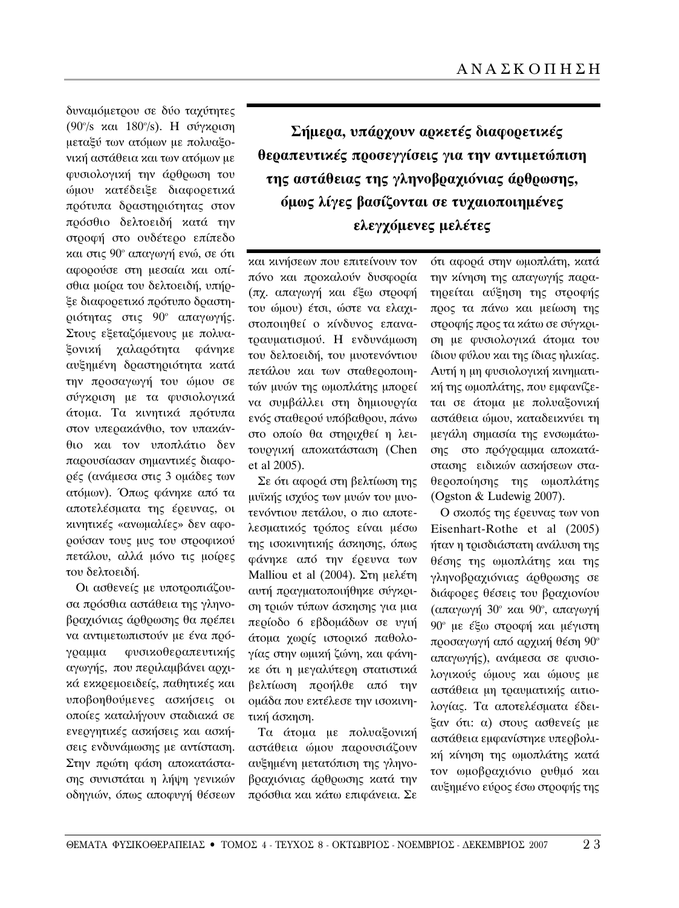δυναμόμετρου σε δύο ταχύτητες (90°/s και 180°/s). Η σύγκριση μεταξύ των ατόμων με πολυαξονική αστάθεια και των ατόμων με φυσιολογική την άρθρωση του ώμου κατέδειξε διαφορετικά πρότυπα δραστηριότητας στον πρόσθιο δελτοειδή κατά την στροφή στο ουδέτερο επίπεδο και στις 90° απαγωγή ενώ, σε ότι αφορούσε στη μεσαία και οπίσθια μοίρα του δελτοειδή, υπήρξε διαφορετικό πρότυπο δραστηριότητας στις 90° απαγωγής. Στους εξεταζόμενους με πολυαξονική χαλαρότητα φάνηκε αυξημένη δραστηριότητα κατά την προσαγωγή του ώμου σε σύγκριση με τα φυσιολογικά άτομα. Τα κινητικά πρότυπα στον υπερακάνθιο, τον υπακάνθιο και τον υποπλάτιο δεν παρουσίασαν σημαντικές διαφορές (ανάμεσα στις 3 ομάδες των ατόμων). Όπως φάνηκε από τα αποτελέσματα της έρευνας, οι κινητικές «ανωμαλίες» δεν αφορούσαν τους μυς του στροφικού πετάλου, αλλά μόνο τις μοίρες του δελτοειδή.

Οι ασθενείς με υποτροπιάζουσα πρόσθια αστάθεια της γληνοβραχιόνιας άρθρωσης θα πρέπει να αντιμετωπιστούν με ένα πρόγραμμα φυσικοθεραπευτικής αγωγής, που περιλαμβάνει αρχικά εκκρεμοειδείς, παθητικές και υποβοηθούμενες ασκήσεις οι οποίες καταλήγουν σταδιακά σε ενεργητικές ασκήσεις και ασκήσεις ενδυνάμωσης με αντίσταση. Στην πρώτη φάση αποκατάστασης συνιστάται η λήψη γενικών οδηγιών, όπως αποφυγή θέσεων και κινήσεων που επιτείνουν τον πόνο και προκαλούν δυσφορία (πχ. απαγωγή και έξω στροφή του ώμου) έτσι, ώστε να ελαχιστοποιηθεί ο κίνδυνος επανατραυματισμού. Η ενδυνάμωση του δελτοειδή, του μυοτενόντιου πετάλου και των σταθεροποιητών μυών της ωμοπλάτης μπορεί να συμβάλλει στη δημιουργία ενός σταθερού υπόβαθρου, πάνω στο οποίο θα στηριχθεί η λειτουργική αποκατάσταση (Chen et al 2005).

**Σήμερα, υπάρχουν αρκετές διαφορετικές θεραπευτικές προσεγγίσεις για την αντιμετώπιση της αστάθειας της γληνοβραχιόνιας άρθρωσης, όμως λίγες βασίζονται σε τυχαιοποιημένες ελεγχόμενες μελέτες**

Σε ότι αφορά στη βελτίωση της μυϊκής ισχύος των μυών του μυοτενόντιου πετάλου, ο πιο αποτελεσματικός τρόπος είναι μέσω της ισοκινητικής άσκησης, όπως φάνηκε από την έρευνα των Malliou et al (2004). Στη μελέτη αυτή πραγματοποιήθηκε σύγκριση τριών τύπων άσκησης για μια περίοδο 6 εβδομάδων σε υγιή άτομα χωρίς ιστορικό παθολογίας στην ωμική ζώνη, και φάνηκε ότι η μεγαλύτερη στατιστικά βελτίωση προήλθε από την ομάδα που εκτέλεσε την ισοκινητική άσκηση.

Τα άτομα με πολυαξονική αστάθεια ώμου παρουσιάζουν αυξημένη μετατόπιση της γληνοβραχιόνιας άρθρωσης κατά την πρόσθια και κάτω επιφάνεια. Σε ότι αφορά στην ωμοπλάτη, κατά την κίνηση της απαγωγής παρατηρείται αύξηση της στροφής προς τα πάνω και μείωση της στροφής προς τα κάτω σε σύγκριση με φυσιολογικά άτομα του ίδιου φύλου και της ίδιας ηλικίας. Αυτή η μη φυσιολογική κινηματική της ωμοπλάτης, που εμφανίζεται σε άτομα με πολυαξονική αστάθεια ώμου, καταδεικνύει τη μεγάλη σημασία της ενσωμάτωσης στο πρόγραμμα αποκατάστασης ειδικών ασκήσεων σταθεροποίησης της ωμοπλάτης (Ogston & Ludewig 2007).

Ο σκοπός της έρευνας των von Eisenhart-Rothe et al (2005) ήταν η τρισδιάστατη ανάλυση της θέσης της ωμοπλάτης και της γληνοβραχιόνιας άρθρωσης σε διάφορες θέσεις του βραχιονίου (απαγωγή 30° και 90°, απαγωγή 90° με έξω στροφή και μέγιστη προσαγωγή από αρχική θέση 90° απαγωγής), ανάμεσα σε φυσιολογικούς ώμους και ώμους με αστάθεια μη τραυματικής αιτιολογίας. Τα αποτελέσματα έδειξαν ότι: α) στους ασθενείς με αστάθεια εμφανίστηκε υπερβολική κίνηση της ωμοπλάτης κατά τον ωμοβραχιόνιο ρυθμό και αυξημένο εύρος έσω στροφής της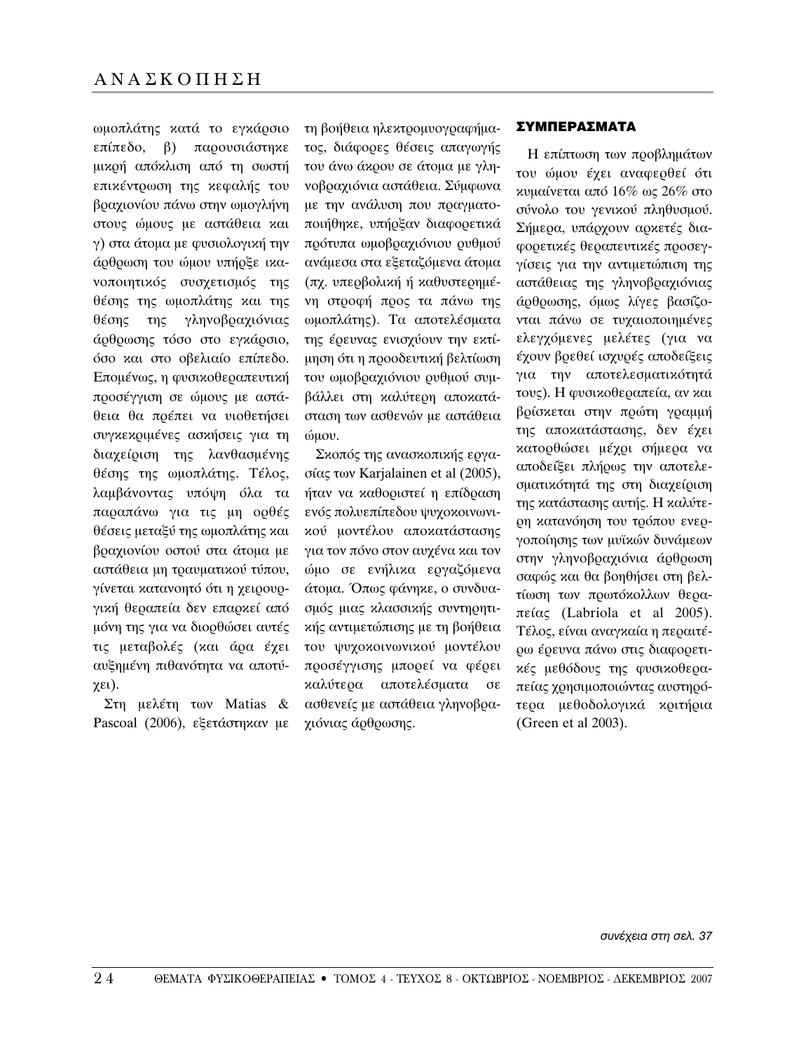ωμοπλάτης κατά το εγκάρσιο επίπεδο, β) παρουσιάστηκε μικρή απόκλιση από τη σωστή επικέντρωση της κεφαλής του βραχιονίου πάνω στην ωμογλήνη στους ώμους με αστάθεια και γ) στα άτομα με φυσιολογική την άρθρωση του ώμου υπήρξε ικανοποιητικός συσχετισμός της θέσης της ωμοπλάτης και της θέσης της γληνοβραχιόνιας άρθρωσης τόσο στο εγκάρσιο, όσο και στο οβελιαίο επίπεδο. Επομένως, η φυσικοθεραπευτική προσέγγιση σε ώμους με αστάθεια θα πρέπει να υιοθετήσει συγκεκριμένες ασκήσεις για τη διαχείριση της λανθασμένης θέσης της ωμοπλάτης. Τέλος, λαμβάνοντας υπόψη όλα τα παραπάνω για τις μη ορθές θέσεις μεταξύ της ωμοπλάτης και βραχιονίου οστού στα άτομα με αστάθεια μη τραυματικού τύπου, γίνεται κατανοητό ότι η χειρουργική θεραπεία δεν επαρκεί από μόνη της για να διορθώσει αυτές τις μεταβολές (και άρα έχει αυξημένη πιθανότητα να αποτύχει).

Στη μελέτη των Matias & Pascoal (2006), εξετάστηκαν με τη βοήθεια ηλεκτρομυογραφήματος, διάφορες θέσεις απαγωγής του άνω άκρου σε άτομα με γληνοβραχιόνια αστάθεια. Σύμφωνα με την ανάλυση που πραγματοποιήθηκε, υπήρξαν διαφορετικά πρότυπα ωμοβραχιόνιου ρυθμού ανάμεσα στα εξεταζόμενα άτομα (πχ. υπερβολική ή καθυστερημένη στροφή προς τα πάνω της ωμοπλάτης). Τα αποτελέσματα της έρευνας ενισχύουν την εκτίμηση ότι η προοδευτική βελτίωση του ωμοβραχιόνιου ρυθμού συμβάλλει στη καλύτερη αποκατάσταση των ασθενών με αστάθεια ώμου.

Σκοπός της ανασκοπικής εργασίας των Karjalainen et al (2005), ήταν να καθοριστεί η επίδραση ενός πολυεπίπεδου ψυχοκοινωνικού μοντέλου αποκατάστασης για τον πόνο στον αυχένα και τον ώμο σε ενήλικα εργαζόμενα άτομα. Όπως φάνηκε, ο συνδυασμός μιας κλασσικής συντηρητικής αντιμετώπισης με τη βοήθεια του ψυχοκοινωνικού μοντέλου προσέγγισης μπορεί να φέρει καλύτερα αποτελέσματα σε ασθενείς με αστάθεια γληνοβραχιόνιας άρθρωσης.

## ΣΥΜΠΕΡΑΣΜΑΤΑ

Η επίπτωση των προβλημάτων του ώμου έχει αναφερθεί ότι κυμαίνεται από 16% ως 26% στο σύνολο του γενικού πληθυσμού. Σήμερα, υπάρχουν αρκετές διαφορετικές θεραπευτικές προσεγγίσεις για την αντιμετώπιση της αστάθειας της γληνοβραχιόνιας άρθρωσης, όμως λίγες βασίζονται πάνω σε τυχαιοποιημένες ελεγχόμενες μελέτες (για να έχουν βρεθεί ισχυρές αποδείξεις για την αποτελεσματικότητά τους). Η φυσικοθεραπεία, αν και βρίσκεται στην πρώτη γραμμή της αποκατάστασης, δεν έχει κατορθώσει μέχρι σήμερα να αποδείξει πλήρως την αποτελεσματικότητά της στη διαχείριση της κατάστασης αυτής. Η καλύτερη κατανόηση του τρόπου ενεργοποίησης των μυϊκών δυνάμεων στην γληνοβραχιόνια άρθρωση σαφώς και θα βοηθήσει στη βελτίωση των πρωτόκολλων θεραπείας (Labriola et al 2005). Τέλος, είναι αναγκαία η περαιτέρω έρευνα πάνω στις διαφορετικές μεθόδους της φυσικοθεραπείας χρησιμοποιώντας αυστηρότερα μεθοδολογικά κριτήρια (Green et al 2003).

*συνέχεια στη σελ. 37*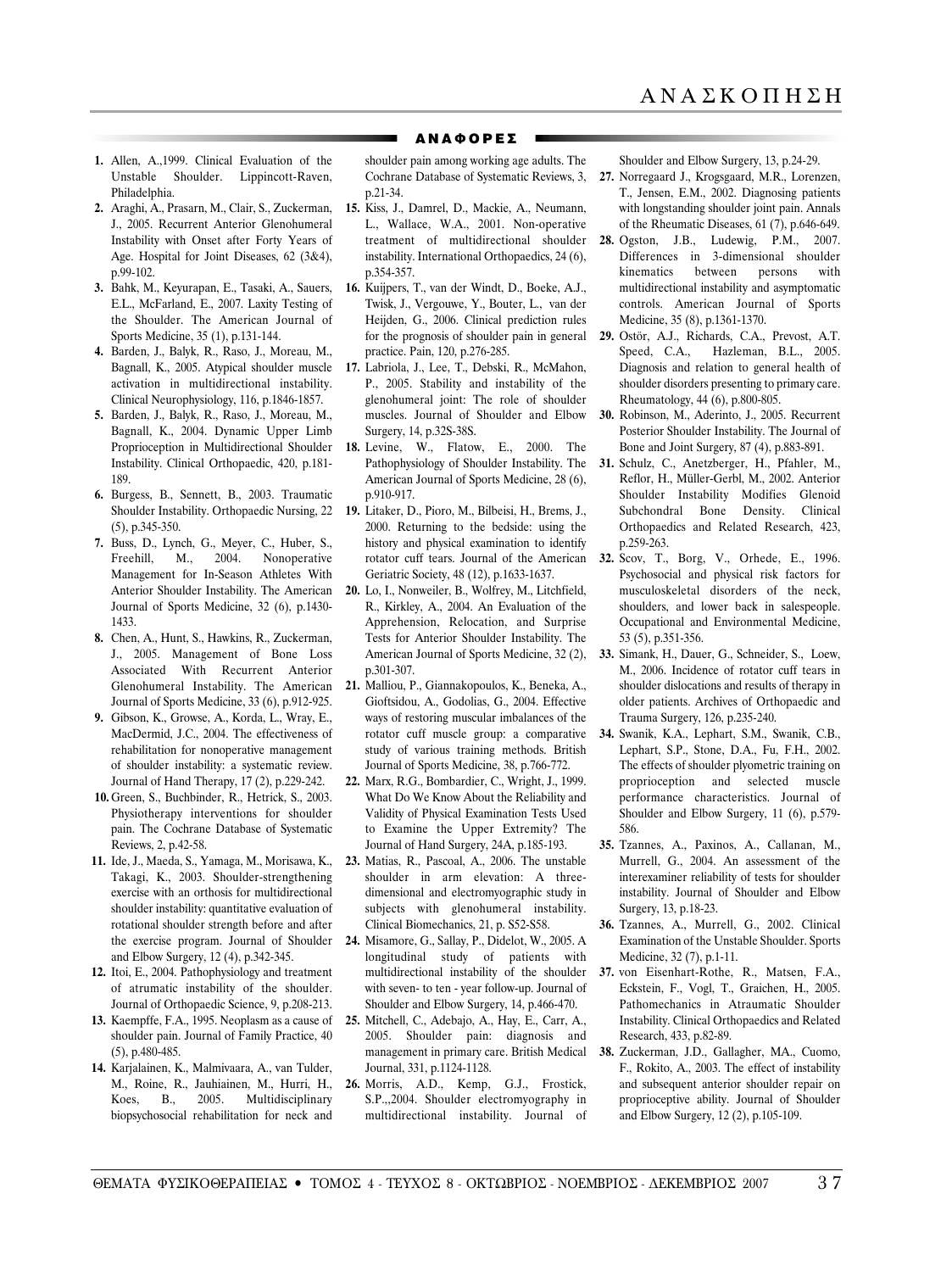## ΑΝΑΦΟΡΕΣ

1. Allen, A.,1999. Clinical Evaluation of the Unstable Shoulder. Lippincott-Raven, Philadelphia.
2. Araghi, A., Prasarn, M., Clair, S., Zuckerman, J., 2005. Recurrent Anterior Glenohumeral Instability with Onset after Forty Years of Age. Hospital for Joint Diseases, 62 (3&4), p.99-102.
3. Bahk, M., Keyurapan, E., Tasaki, A., Sauers, E.L., McFarland, E., 2007. Laxity Testing of the Shoulder. The American Journal of Sports Medicine, 35 (1), p.131-144.
4. Barden, J., Balyk, R., Raso, J., Moreau, M., Bagnall, K., 2005. Atypical shoulder muscle activation in multidirectional instability. Clinical Neurophysiology, 116, p.1846-1857.
5. Barden, J., Balyk, R., Raso, J., Moreau, M., Bagnall, K., 2004. Dynamic Upper Limb Proprioception in Multidirectional Shoulder Instability. Clinical Orthopaedic, 420, p.181-189.
6. Burgess, B., Sennett, B., 2003. Traumatic Shoulder Instability. Orthopaedic Nursing, 22 (5), p.345-350.
7. Buss, D., Lynch, G., Meyer, C., Huber, S., Freehill, M., 2004. Nonoperative Management for In-Season Athletes With Anterior Shoulder Instability. The American Journal of Sports Medicine, 32 (6), p.1430-1433.
8. Chen, A., Hunt, S., Hawkins, R., Zuckerman, J., 2005. Management of Bone Loss Associated With Recurrent Anterior Glenohumeral Instability. The American Journal of Sports Medicine, 33 (6), p.912-925.
9. Gibson, K., Growse, A., Korda, L., Wray, E., MacDermid, J.C., 2004. The effectiveness of rehabilitation for nonoperative management of shoulder instability: a systematic review. Journal of Hand Therapy, 17 (2), p.229-242.
10. Green, S., Buchbinder, R., Hetrick, S., 2003. Physiotherapy interventions for shoulder pain. The Cochrane Database of Systematic Reviews, 2, p.42-58.
11. Ide, J., Maeda, S., Yamaga, M., Morisawa, K., Takagi, K., 2003. Shoulder-strengthening exercise with an orthosis for multidirectional shoulder instability: quantitative evaluation of rotational shoulder strength before and after the exercise program. Journal of Shoulder and Elbow Surgery, 12 (4), p.342-345.
12. Itoi, E., 2004. Pathophysiology and treatment of atrumatic instability of the shoulder. Journal of Orthopaedic Science, 9, p.208-213.
13. Kaempffe, F.A., 1995. Neoplasm as a cause of shoulder pain. Journal of Family Practice, 40 (5), p.480-485.
14. Karjalainen, K., Malmivaara, A., van Tulder, M., Roine, R., Jauhiainen, M., Hurri, H., Koes, B., 2005. Multidisciplinary biopsychosocial rehabilitation for neck and shoulder pain among working age adults. The Cochrane Database of Systematic Reviews, 3, p.21-34.
15. Kiss, J., Damrel, D., Mackie, A., Neumann, L., Wallace, W.A., 2001. Non-operative treatment of multidirectional shoulder instability. International Orthopaedics, 24 (6), p.354-357.
16. Kuijpers, T., van der Windt, D., Boeke, A.J., Twisk, J., Vergouwe, Y., Bouter, L., van der Heijden, G., 2006. Clinical prediction rules for the prognosis of shoulder pain in general practice. Pain, 120, p.276-285.
17. Labriola, J., Lee, T., Debski, R., McMahon, P., 2005. Stability and instability of the glenohumeral joint: The role of shoulder muscles. Journal of Shoulder and Elbow Surgery, 14, p.32S-38S.
18. Levine, W., Flatow, E., 2000. The Pathophysiology of Shoulder Instability. The American Journal of Sports Medicine, 28 (6), p.910-917.
19. Litaker, D., Pioro, M., Bilbeisi, H., Brems, J., 2000. Returning to the bedside: using the history and physical examination to identify rotator cuff tears. Journal of the American Geriatric Society, 48 (12), p.1633-1637.
20. Lo, I., Nonweiler, B., Wolfrey, M., Litchfield, R., Kirkley, A., 2004. An Evaluation of the Apprehension, Relocation, and Surprise Tests for Anterior Shoulder Instability. The American Journal of Sports Medicine, 32 (2), p.301-307.
21. Malliou, P., Giannakopoulos, K., Beneka, A., Gioftsidou, A., Godolias, G., 2004. Effective ways of restoring muscular imbalances of the rotator cuff muscle group: a comparative study of various training methods. British Journal of Sports Medicine, 38, p.766-772.
22. Marx, R.G., Bombardier, C., Wright, J., 1999. What Do We Know About the Reliability and Validity of Physical Examination Tests Used to Examine the Upper Extremity? The Journal of Hand Surgery, 24A, p.185-193.
23. Matias, R., Pascoal, A., 2006. The unstable shoulder in arm elevation: A three-dimensional and electromyographic study in subjects with glenohumeral instability. Clinical Biomechanics, 21, p. S52-S58.
24. Misamore, G., Sallay, P., Didelot, W., 2005. A longitudinal study of patients with multidirectional instability of the shoulder with seven- to ten - year follow-up. Journal of Shoulder and Elbow Surgery, 14, p.466-470.
25. Mitchell, C., Adebajo, A., Hay, E., Carr, A., 2005. Shoulder pain: diagnosis and management in primary care. British Medical Journal, 331, p.1124-1128.
26. Morris, A.D., Kemp, G.J., Frostick, S.P.,,2004. Shoulder electromyography in multidirectional instability. Journal of Shoulder and Elbow Surgery, 13, p.24-29.
27. Norregaard J., Krogsgaard, M.R., Lorenzen, T., Jensen, E.M., 2002. Diagnosing patients with longstanding shoulder joint pain. Annals of the Rheumatic Diseases, 61 (7), p.646-649.
28. Ogston, J.B., Ludewig, P.M., 2007. Differences in 3-dimensional shoulder kinematics between persons with multidirectional instability and asymptomatic controls. American Journal of Sports Medicine, 35 (8), p.1361-1370.
29. Ostör, A.J., Richards, C.A., Prevost, A.T. Speed, C.A., Hazleman, B.L., 2005. Diagnosis and relation to general health of shoulder disorders presenting to primary care. Rheumatology, 44 (6), p.800-805.
30. Robinson, M., Aderinto, J., 2005. Recurrent Posterior Shoulder Instability. The Journal of Bone and Joint Surgery, 87 (4), p.883-891.
31. Schulz, C., Anetzberger, H., Pfahler, M., Reflor, H., Müller-Gerbl, M., 2002. Anterior Shoulder Instability Modifies Glenoid Subchondral Bone Density. Clinical Orthopaedics and Related Research, 423, p.259-263.
32. Scov, T., Borg, V., Orhede, E., 1996. Psychosocial and physical risk factors for musculoskeletal disorders of the neck, shoulders, and lower back in salespeople. Occupational and Environmental Medicine, 53 (5), p.351-356.
33. Simank, H., Dauer, G., Schneider, S., Loew, M., 2006. Incidence of rotator cuff tears in shoulder dislocations and results of therapy in older patients. Archives of Orthopaedic and Trauma Surgery, 126, p.235-240.
34. Swanik, K.A., Lephart, S.M., Swanik, C.B., Lephart, S.P., Stone, D.A., Fu, F.H., 2002. The effects of shoulder plyometric training on proprioception and selected muscle performance characteristics. Journal of Shoulder and Elbow Surgery, 11 (6), p.579-586.
35. Tzannes, A., Paxinos, A., Callanan, M., Murrell, G., 2004. An assessment of the interexaminer reliability of tests for shoulder instability. Journal of Shoulder and Elbow Surgery, 13, p.18-23.
36. Tzannes, A., Murrell, G., 2002. Clinical Examination of the Unstable Shoulder. Sports Medicine, 32 (7), p.1-11.
37. von Eisenhart-Rothe, R., Matsen, F.A., Eckstein, F., Vogl, T., Graichen, H., 2005. Pathomechanics in Atraumatic Shoulder Instability. Clinical Orthopaedics and Related Research, 433, p.82-89.
38. Zuckerman, J.D., Gallagher, MA., Cuomo, F., Rokito, A., 2003. The effect of instability and subsequent anterior shoulder repair on proprioceptive ability. Journal of Shoulder and Elbow Surgery, 12 (2), p.105-109.